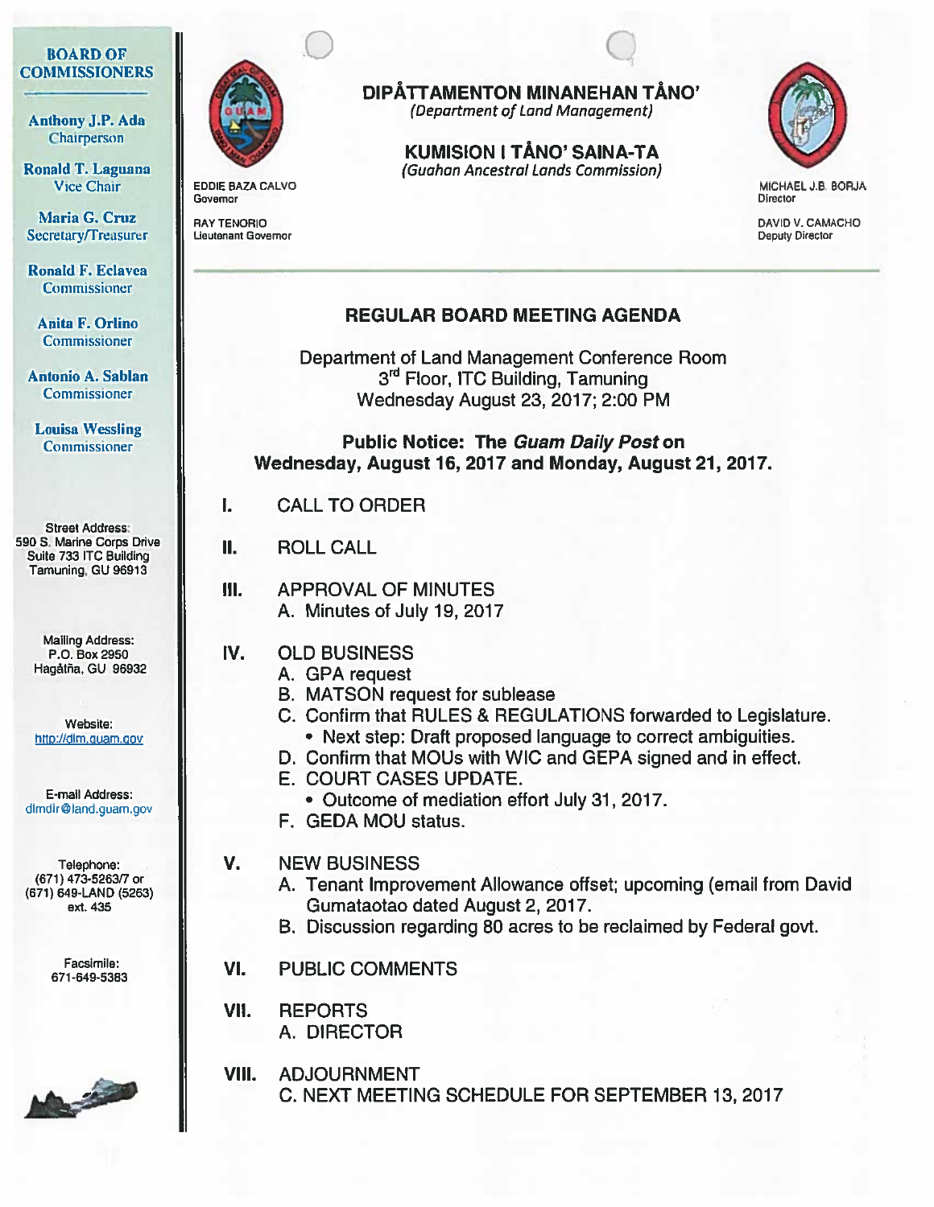# DIPÅTTAMENTON MINANEHAN TÅNO'

*(Department of Land Management)*

## KUMISION I TÅNO' SAINA-TA

*(Guahan Ancestral Lands Commission)*

EDDIE BAZA CALVO
Governor

RAY TENORIO
Lieutenant Governor

MICHAEL J.B. BORJA
Director

DAVID V. CAMACHO
Deputy Director

**BOARD OF COMMISSIONERS**

Anthony J.P. Ada
Chairperson

Ronald T. Laguana
Vice Chair

Maria G. Cruz
Secretary/Treasurer

Ronald F. Eclavea
Commissioner

Anita F. Orlino
Commissioner

Antonio A. Sablan
Commissioner

Louisa Wessling
Commissioner

Street Address:
590 S. Marine Corps Drive
Suite 733 ITC Building
Tamuning, GU 96913

Mailing Address:
P.O. Box 2950
Hagåtña, GU 96932

Website:
http://dlm.guam.gov

E-mail Address:
dlmdir@land.guam.gov

Telephone:
(671) 473-5263/7 or
(671) 649-LAND (5263)
ext. 435

Facsimile:
671-649-5383

## REGULAR BOARD MEETING AGENDA

Department of Land Management Conference Room
3rd Floor, ITC Building, Tamuning
Wednesday August 23, 2017; 2:00 PM

**Public Notice: The *Guam Daily Post* on Wednesday, August 16, 2017 and Monday, August 21, 2017.**

I. CALL TO ORDER

II. ROLL CALL

III. APPROVAL OF MINUTES
   A. Minutes of July 19, 2017

IV. OLD BUSINESS
   A. GPA request
   B. MATSON request for sublease
   C. Confirm that RULES & REGULATIONS forwarded to Legislature.
      - Next step: Draft proposed language to correct ambiguities.
   D. Confirm that MOUs with WIC and GEPA signed and in effect.
   E. COURT CASES UPDATE.
      - Outcome of mediation effort July 31, 2017.
   F. GEDA MOU status.

V. NEW BUSINESS
   A. Tenant Improvement Allowance offset; upcoming (email from David Gumataotao dated August 2, 2017.
   B. Discussion regarding 80 acres to be reclaimed by Federal govt.

VI. PUBLIC COMMENTS

VII. REPORTS
   A. DIRECTOR

VIII. ADJOURNMENT
   C. NEXT MEETING SCHEDULE FOR SEPTEMBER 13, 2017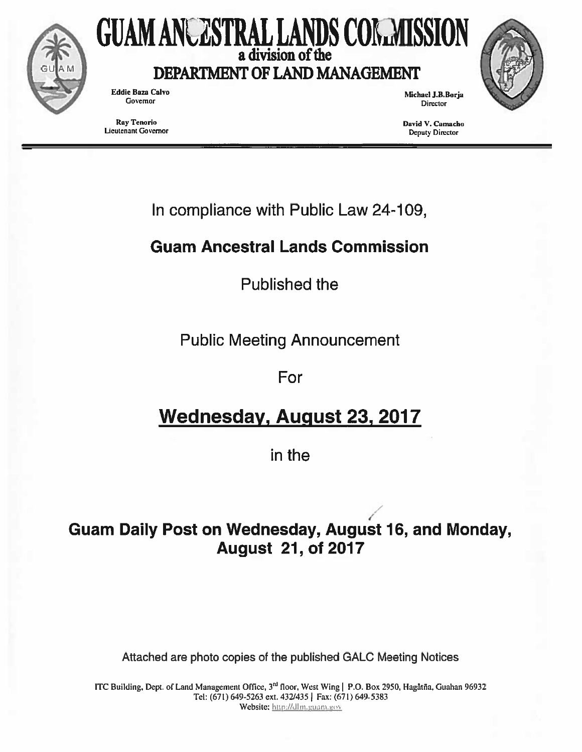# GUAM ANCESTRAL LANDS COMMISSION

## a division of the DEPARTMENT OF LAND MANAGEMENT

Eddie Baza Calvo
Governor

Ray Tenorio
Lieutenant Governor

Michael J.B.Borja
Director

David V. Camacho
Deputy Director

---

In compliance with Public Law 24-109,

**Guam Ancestral Lands Commission**

Published the

Public Meeting Announcement

For

## Wednesday, August 23, 2017

in the

**Guam Daily Post on Wednesday, August 16, and Monday, August 21, of 2017**

Attached are photo copies of the published GALC Meeting Notices

ITC Building, Dept. of Land Management Office, 3rd floor, West Wing | P.O. Box 2950, Hagåtña, Guahan 96932
Tel: (671) 649-5263 ext. 432/435 | Fax: (671) 649-5383
Website: http://dlm.guam.gov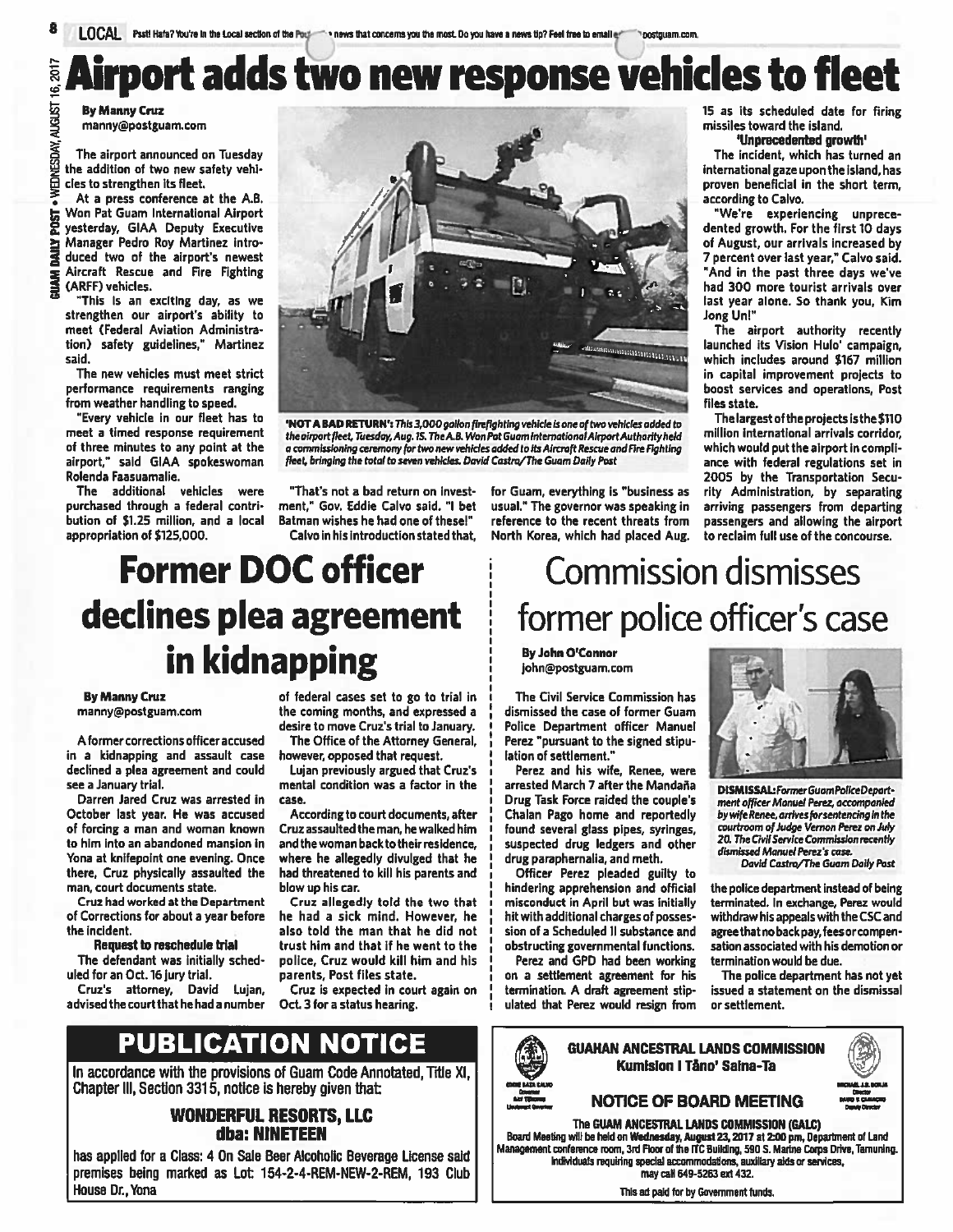# Airport adds two new response vehicles to fleet

**By Manny Cruz**
manny@postguam.com

The airport announced on Tuesday the addition of two new safety vehicles to strengthen its fleet.

At a press conference at the A.B. Won Pat Guam International Airport yesterday, GIAA Deputy Executive Manager Pedro Roy Martinez introduced two of the airport's newest Aircraft Rescue and Fire Fighting (ARFF) vehicles.

"This is an exciting day, as we strengthen our airport's ability to meet (Federal Aviation Administration) safety guidelines," Martinez said.

The new vehicles must meet strict performance requirements ranging from weather handling to speed.

"Every vehicle in our fleet has to meet a timed response requirement of three minutes to any point at the airport," said GIAA spokeswoman Rolenda Faasuamalie.

The additional vehicles were purchased through a federal contribution of $1.25 million, and a local appropriation of $125,000.

*'NOT A BAD RETURN': This 3,000 gallon firefighting vehicle is one of two vehicles added to the airport fleet, Tuesday, Aug. 15. The A.B. Won Pat Guam International Airport Authority held a commissioning ceremony for two new vehicles added to its Aircraft Rescue and Fire Fighting fleet, bringing the total to seven vehicles. David Castro/The Guam Daily Post*

"That's not a bad return on investment," Gov. Eddie Calvo said. "I bet Batman wishes he had one of these!"

Calvo in his introduction stated that, for Guam, everything is "business as usual." The governor was speaking in reference to the recent threats from North Korea, which had placed Aug. 15 as its scheduled date for firing missiles toward the island.

### 'Unprecedented growth'

The incident, which has turned an international gaze upon the island, has proven beneficial in the short term, according to Calvo.

"We're experiencing unprecedented growth. For the first 10 days of August, our arrivals increased by 7 percent over last year," Calvo said. "And in the past three days we've had 300 more tourist arrivals over last year alone. So thank you, Kim Jong Un!"

The airport authority recently launched its Vision Hulo' campaign, which includes around $167 million in capital improvement projects to boost services and operations, Post files state.

The largest of the projects is the $110 million international arrivals corridor, which would put the airport in compliance with federal regulations set in 2005 by the Transportation Security Administration, by separating arriving passengers from departing passengers and allowing the airport to reclaim full use of the concourse.

# Former DOC officer declines plea agreement in kidnapping

**By Manny Cruz**
manny@postguam.com

A former corrections officer accused in a kidnapping and assault case declined a plea agreement and could see a January trial.

Darren Jared Cruz was arrested in October last year. He was accused of forcing a man and woman known to him into an abandoned mansion in Yona at knifepoint one evening. Once there, Cruz physically assaulted the man, court documents state.

Cruz had worked at the Department of Corrections for about a year before the incident.

### Request to reschedule trial

The defendant was initially scheduled for an Oct. 16 jury trial.

Cruz's attorney, David Lujan, advised the court that he had a number of federal cases set to go to trial in the coming months, and expressed a desire to move Cruz's trial to January.

The Office of the Attorney General, however, opposed that request.

Lujan previously argued that Cruz's mental condition was a factor in the case.

According to court documents, after Cruz assaulted the man, he walked him and the woman back to their residence, where he allegedly divulged that he had threatened to kill his parents and blow up his car.

Cruz allegedly told the two that he had a sick mind. However, he also told the man that he did not trust him and that if he went to the police, Cruz would kill him and his parents, Post files state.

Cruz is expected in court again on Oct. 3 for a status hearing.

# Commission dismisses former police officer's case

**By John O'Connor**
john@postguam.com

The Civil Service Commission has dismissed the case of former Guam Police Department officer Manuel Perez "pursuant to the signed stipulation of settlement."

Perez and his wife, Renee, were arrested March 7 after the Mandaña Drug Task Force raided the couple's Chalan Pago home and reportedly found several glass pipes, syringes, suspected drug ledgers and other drug paraphernalia, and meth.

Officer Perez pleaded guilty to hindering apprehension and official misconduct in April but was initially hit with additional charges of possession of a Scheduled II substance and obstructing governmental functions.

Perez and GPD had been working on a settlement agreement for his termination. A draft agreement stipulated that Perez would resign from the police department instead of being terminated. In exchange, Perez would withdraw his appeals with the CSC and agree that no back pay, fees or compensation associated with his demotion or termination would be due.

The police department has not yet issued a statement on the dismissal or settlement.

*DISMISSAL: Former Guam Police Department officer Manuel Perez, accompanied by wife Renee, arrives for sentencing in the courtroom of Judge Vernon Perez on July 20. The Civil Service Commission recently dismissed Manuel Perez's case. David Castro/The Guam Daily Post*

## PUBLICATION NOTICE

In accordance with the provisions of Guam Code Annotated, Title XI, Chapter III, Section 3315, notice is hereby given that:

**WONDERFUL RESORTS, LLC**
**dba: NINETEEN**

has applied for a Class: 4 On Sale Beer Alcoholic Beverage License said premises being marked as Lot: 154-2-4-REM-NEW-2-REM, 193 Club House Dr., Yona

## GUAHAN ANCESTRAL LANDS COMMISSION
**Kumision I Tåno' Saina-Ta**

### NOTICE OF BOARD MEETING

**The GUAM ANCESTRAL LANDS COMMISSION (GALC)**
Board Meeting will be held on **Wednesday, August 23, 2017 at 2:00 pm**, Department of Land Management conference room, 3rd Floor of the ITC Building, 590 S. Marine Corps Drive, Tamuning. Individuals requiring special accommodations, auxiliary aids or services, may call 649-5263 ext 432.

This ad paid for by Government funds.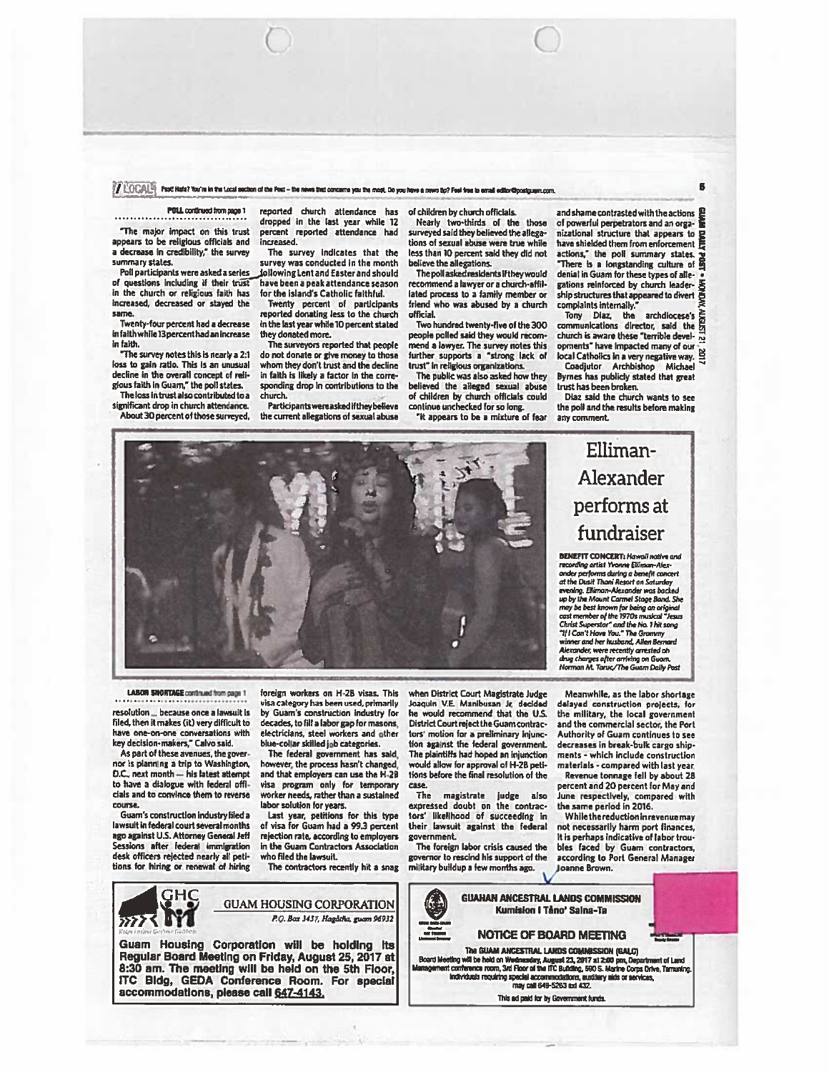**POLL** continued from page 1

"The major impact on this trust appears to be religious officials and a decrease in credibility," the survey summary states.

Poll participants were asked a series of questions including if their trust in the church or religious faith has increased, decreased or stayed the same.

Twenty-four percent had a decrease in faith while 13 percent had an increase in faith.

"The survey notes this is nearly a 2:1 loss to gain ratio. This is an unusual decline in the overall concept of religious faith in Guam," the poll states.

The loss in trust also contributed to a significant drop in church attendance.

About 30 percent of those surveyed, reported church attendance has dropped in the last year while 12 percent reported attendance had increased.

The survey indicates that the survey was conducted in the month following Lent and Easter and should have been a peak attendance season for the island's Catholic faithful.

Twenty percent of participants reported donating less to the church in the last year while 10 percent stated they donated more.

The surveyors reported that people do not donate or give money to those whom they don't trust and the decline in faith is likely a factor in the corresponding drop in contributions to the church.

Participants were asked if they believe the current allegations of sexual abuse of children by church officials.

Nearly two-thirds of the those surveyed said they believed the allegations of sexual abuse were true while less than 10 percent said they did not believe the allegations.

The poll asked residents if they would recommend a lawyer or a church-affiliated process to a family member or friend who was abused by a church official.

Two hundred twenty-five of the 300 people polled said they would recommend a lawyer. The survey notes this further supports a "strong lack of trust" in religious organizations.

The public was also asked how they believed the alleged sexual abuse of children by church officials could continue unchecked for so long.

"It appears to be a mixture of fear and shame contrasted with the actions of powerful perpetrators and an organizational structure that appears to have shielded them from enforcement actions," the poll summary states. "There is a longstanding culture of denial in Guam for these types of allegations reinforced by church leadership structures that appeared to divert complaints internally."

Tony Diaz, the archdiocese's communications director, said the church is aware these "terrible developments" have impacted many of our local Catholics in a very negative way.

Coadjutor Archbishop Michael Byrnes has publicly stated that great trust has been broken.

Diaz said the church wants to see the poll and the results before making any comment.

## Elliman-Alexander performs at fundraiser

***BENEFIT CONCERT:** Hawaii native and recording artist Yvonne Elliman-Alexander performs during a benefit concert at the Dusit Thani Resort on Saturday evening. Elliman-Alexander was backed up by the Mount Carmel Stage Band. She may be best known for being an original cast member of the 1970s musical "Jesus Christ Superstar" and the No. 1 hit song "If I Can't Have You." The Grammy winner and her husband, Allen Bernard Alexander, were recently arrested on drug charges after arriving on Guam. Norman M. Taruc/The Guam Daily Post*

**LABOR SHORTAGE** continued from page 1

resolution ... because once a lawsuit is filed, then it makes (it) very difficult to have one-on-one conversations with key decision-makers," Calvo said.

As part of these avenues, the governor is planning a trip to Washington, D.C., next month — his latest attempt to have a dialogue with federal officials and to convince them to reverse course.

Guam's construction industry filed a lawsuit in federal court several months ago against U.S. Attorney General Jeff Sessions after federal immigration desk officers rejected nearly all petitions for hiring or renewal of hiring foreign workers on H-2B visas. This visa category has been used, primarily by Guam's construction industry for decades, to fill a labor gap for masons, electricians, steel workers and other blue-collar skilled job categories.

The federal government has said, however, the process hasn't changed, and that employers can use the H-2B visa program only for temporary worker needs, rather than a sustained labor solution for years.

Last year, petitions for this type of visa for Guam had a 99.3 percent rejection rate, according to employers in the Guam Contractors Association who filed the lawsuit.

The contractors recently hit a snag when District Court Magistrate Judge Joaquin V.E. Manibusan Jr. decided he would recommend that the U.S. District Court reject the Guam contractors' motion for a preliminary injunction against the federal government. The plaintiffs had hoped an injunction would allow for approval of H-2B petitions before the final resolution of the case.

The magistrate judge also expressed doubt on the contractors' likelihood of succeeding in their lawsuit against the federal government.

The foreign labor crisis caused the governor to rescind his support of the military buildup a few months ago.

Meanwhile, as the labor shortage delayed construction projects, for the military, the local government and the commercial sector, the Port Authority of Guam continues to see decreases in break-bulk cargo shipments - which include construction materials - compared with last year.

Revenue tonnage fell by about 28 percent and 20 percent for May and June respectively, compared with the same period in 2016.

While the reduction in revenue may not necessarily harm port finances, it is perhaps indicative of labor troubles faced by Guam contractors, according to Port General Manager Joanne Brown.

---

**GHC** GUAM HOUSING CORPORATION
*P.O. Box 3457, Hagåtña, guam 96932*

**Guam Housing Corporation will be holding its Regular Board Meeting on Friday, August 25, 2017 at 8:30 am. The meeting will be held on the 5th Floor, ITC Bldg, GEDA Conference Room. For special accommodations, please call 647-4143.**

---

**GUAHAN ANCESTRAL LANDS COMMISSION**
**Kumision I Tåno' Saina-Ta**

**NOTICE OF BOARD MEETING**

**The GUAM ANCESTRAL LANDS COMMISSION (GALC)**
Board Meeting will be held on Wednesday, August 23, 2017 at 2:00 pm, Department of Land Management conference room, 3rd Floor of the ITC Building, 590 S. Marine Corps Drive, Tamuning. Individuals requiring special accommodations, auxiliary aids or services, may call 649-5263 ext 432.

This ad paid for by Government funds.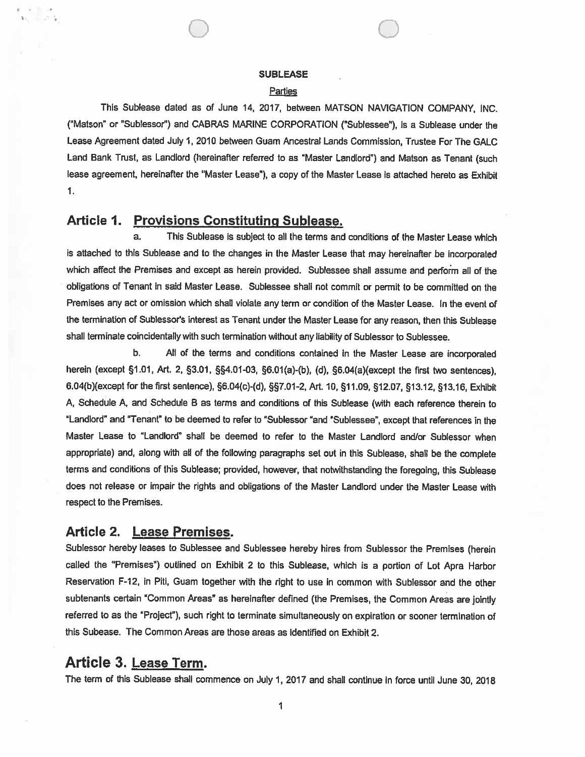**SUBLEASE**

Parties

This Sublease dated as of June 14, 2017, between MATSON NAVIGATION COMPANY, INC. ("Matson" or "Sublessor") and CABRAS MARINE CORPORATION ("Sublessee"), is a Sublease under the Lease Agreement dated July 1, 2010 between Guam Ancestral Lands Commission, Trustee For The GALC Land Bank Trust, as Landlord (hereinafter referred to as "Master Landlord") and Matson as Tenant (such lease agreement, hereinafter the "Master Lease"), a copy of the Master Lease is attached hereto as Exhibit 1.

## Article 1. Provisions Constituting Sublease.

a. This Sublease is subject to all the terms and conditions of the Master Lease which is attached to this Sublease and to the changes in the Master Lease that may hereinafter be incorporated which affect the Premises and except as herein provided. Sublessee shall assume and perform all of the obligations of Tenant in said Master Lease. Sublessee shall not commit or permit to be committed on the Premises any act or omission which shall violate any term or condition of the Master Lease. In the event of the termination of Sublessor's interest as Tenant under the Master Lease for any reason, then this Sublease shall terminate coincidentally with such termination without any liability of Sublessor to Sublessee.

b. All of the terms and conditions contained in the Master Lease are incorporated herein (except §1.01, Art. 2, §3.01, §§4.01-03, §6.01(a)-(b), (d), §6.04(a)(except the first two sentences), 6.04(b)(except for the first sentence), §6.04(c)-(d), §§7.01-2, Art. 10, §11.09, §12.07, §13.12, §13.16, Exhibit A, Schedule A, and Schedule B as terms and conditions of this Sublease (with each reference therein to "Landlord" and "Tenant" to be deemed to refer to "Sublessor "and "Sublessee", except that references in the Master Lease to "Landlord" shall be deemed to refer to the Master Landlord and/or Sublessor when appropriate) and, along with all of the following paragraphs set out in this Sublease, shall be the complete terms and conditions of this Sublease; provided, however, that notwithstanding the foregoing, this Sublease does not release or impair the rights and obligations of the Master Landlord under the Master Lease with respect to the Premises.

## Article 2. Lease Premises.

Sublessor hereby leases to Sublessee and Sublessee hereby hires from Sublessor the Premises (herein called the "Premises") outlined on Exhibit 2 to this Sublease, which is a portion of Lot Apra Harbor Reservation F-12, in Piti, Guam together with the right to use in common with Sublessor and the other subtenants certain "Common Areas" as hereinafter defined (the Premises, the Common Areas are jointly referred to as the "Project"), such right to terminate simultaneously on expiration or sooner termination of this Subease. The Common Areas are those areas as identified on Exhibit 2.

## Article 3. Lease Term.

The term of this Sublease shall commence on July 1, 2017 and shall continue in force until June 30, 2018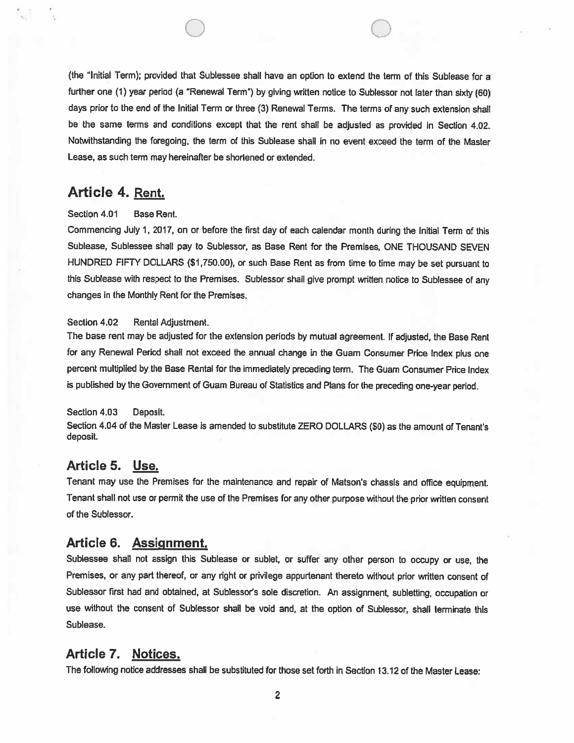(the "Initial Term); provided that Sublessee shall have an option to extend the term of this Sublease for a further one (1) year period (a "Renewal Term") by giving written notice to Sublessor not later than sixty (60) days prior to the end of the Initial Term or three (3) Renewal Terms. The terms of any such extension shall be the same terms and conditions except that the rent shall be adjusted as provided in Section 4.02. Notwithstanding the foregoing, the term of this Sublease shall in no event exceed the term of the Master Lease, as such term may hereinafter be shortened or extended.

## Article 4. Rent.

Section 4.01 Base Rent.

Commencing July 1, 2017, on or before the first day of each calendar month during the Initial Term of this Sublease, Sublessee shall pay to Sublessor, as Base Rent for the Premises, ONE THOUSAND SEVEN HUNDRED FIFTY DOLLARS ($1,750.00), or such Base Rent as from time to time may be set pursuant to this Sublease with respect to the Premises. Sublessor shall give prompt written notice to Sublessee of any changes in the Monthly Rent for the Premises.

Section 4.02 Rental Adjustment.

The base rent may be adjusted for the extension periods by mutual agreement. If adjusted, the Base Rent for any Renewal Period shall not exceed the annual change in the Guam Consumer Price Index plus one percent multiplied by the Base Rental for the immediately preceding term. The Guam Consumer Price Index is published by the Government of Guam Bureau of Statistics and Plans for the preceding one-year period.

Section 4.03 Deposit.

Section 4.04 of the Master Lease is amended to substitute ZERO DOLLARS ($0) as the amount of Tenant's deposit.

## Article 5. Use.

Tenant may use the Premises for the maintenance and repair of Matson's chassis and office equipment. Tenant shall not use or permit the use of the Premises for any other purpose without the prior written consent of the Sublessor.

## Article 6. Assignment.

Sublessee shall not assign this Sublease or sublet, or suffer any other person to occupy or use, the Premises, or any part thereof, or any right or privilege appurtenant thereto without prior written consent of Sublessor first had and obtained, at Sublessor's sole discretion. An assignment, subletting, occupation or use without the consent of Sublessor shall be void and, at the option of Sublessor, shall terminate this Sublease.

## Article 7. Notices.

The following notice addresses shall be substituted for those set forth in Section 13.12 of the Master Lease: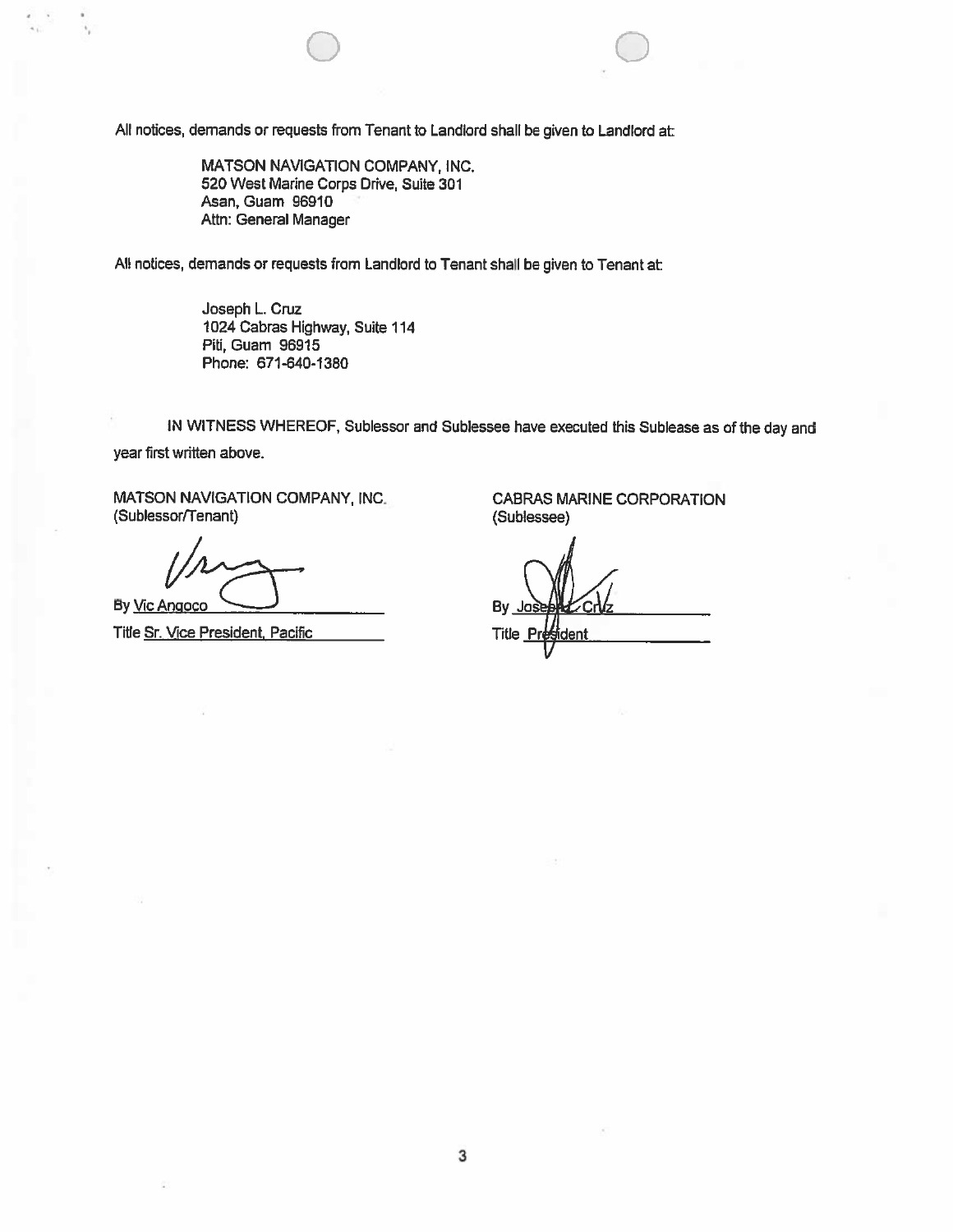All notices, demands or requests from Tenant to Landlord shall be given to Landlord at:

MATSON NAVIGATION COMPANY, INC.
520 West Marine Corps Drive, Suite 301
Asan, Guam 96910
Attn: General Manager

All notices, demands or requests from Landlord to Tenant shall be given to Tenant at:

Joseph L. Cruz
1024 Cabras Highway, Suite 114
Piti, Guam 96915
Phone: 671-640-1380

IN WITNESS WHEREOF, Sublessor and Sublessee have executed this Sublease as of the day and year first written above.

MATSON NAVIGATION COMPANY, INC.
(Sublessor/Tenant)

By Vic Angoco

Title Sr. Vice President, Pacific

CABRAS MARINE CORPORATION
(Sublessee)

By Joseph L. Cruz

Title President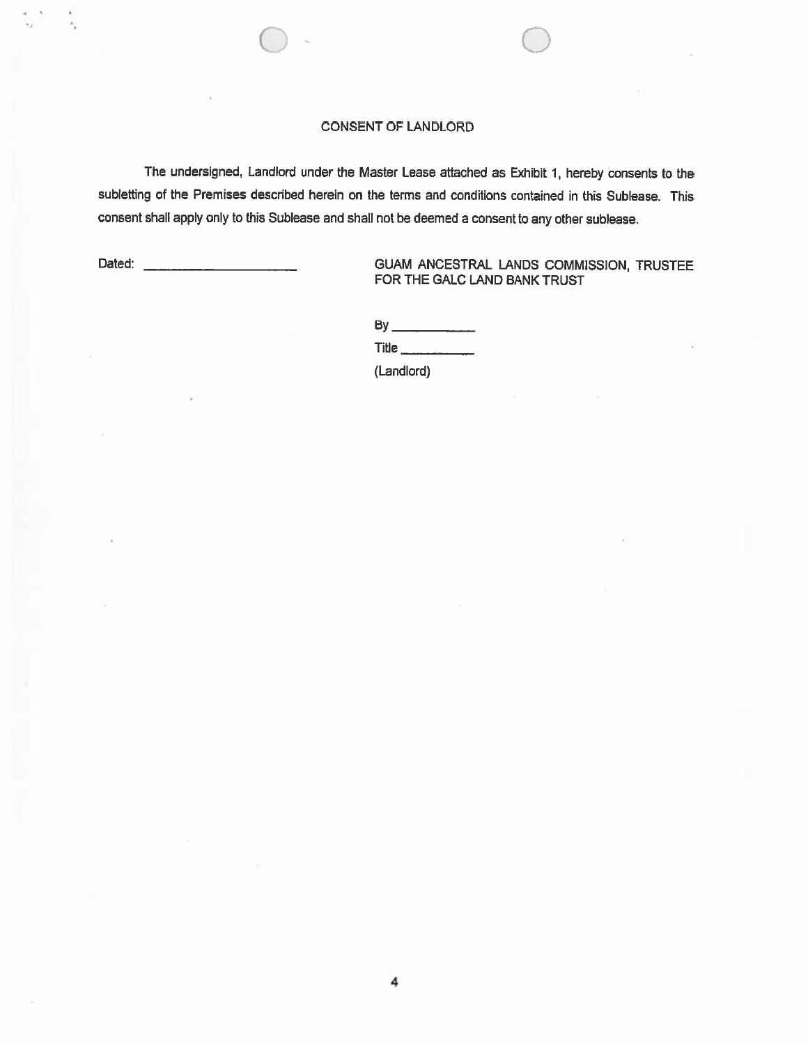## CONSENT OF LANDLORD

The undersigned, Landlord under the Master Lease attached as Exhibit 1, hereby consents to the subletting of the Premises described herein on the terms and conditions contained in this Sublease. This consent shall apply only to this Sublease and shall not be deemed a consent to any other sublease.

Dated: ______________________

GUAM ANCESTRAL LANDS COMMISSION, TRUSTEE FOR THE GALC LAND BANK TRUST

By ____________

Title __________

(Landlord)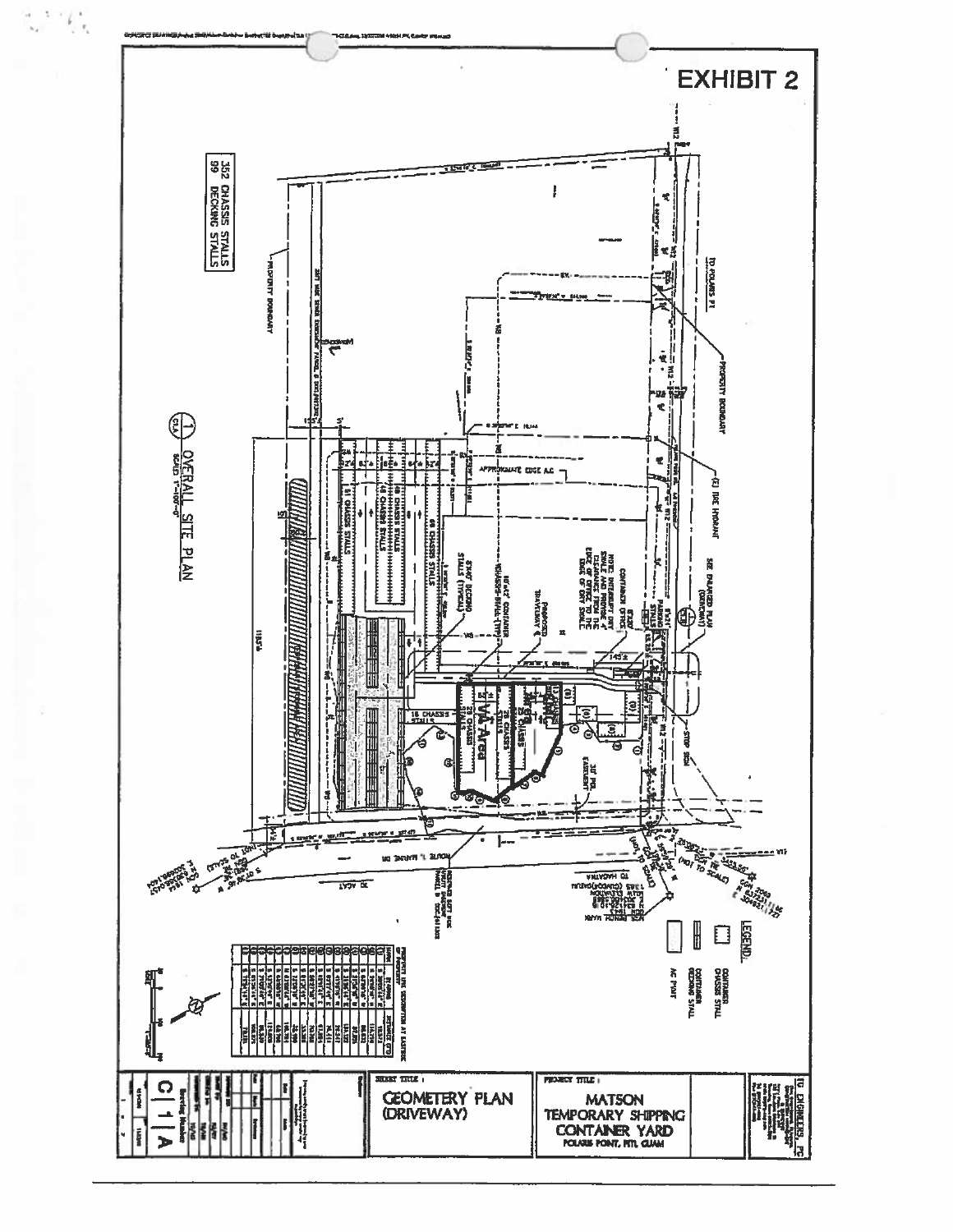# EXHIBIT 2

352 CHASSIS STALLS
99 DECKING STALLS

PROPERTY BOUNDARY

TO POLARIS PT

PROPERTY BOUNDARY

(2) FIRE HYDRANT

SEE ENLARGED PLAN

APPROXIMATE EDGE A.C.

CONTAINER OFFICE

PARKING STALLS

PROPOSED TRAVELWAY

CONTAINER CHASSIS STALL (TYP)

DECKING STALLS (TYPICAL)

61 CHASSIS STALLS

48 CHASSIS STALLS

48 CHASSIS STALLS

69 CHASSIS STALLS

16 CHASSIS STALLS

VIA Area

EASEMENT

STOP SIGN

ROUTE 1, MARINE DR

TO AGAT

TO HAGATNA

(NOT TO SCALE)

LEGEND

CONTAINER CHASSIS STALL

CONTAINER DECKING STALL

AC PAVT

1 OVERALL SITE PLAN
SCALE: 1"=100'-0"

PROPERTY LINE DESCRIPTION AT EASTERN OF PROPERTY

GEOMETERY PLAN (DRIVEWAY)

PROJECT TITLE:

MATSON TEMPORARY SHIPPING CONTAINER YARD
POLARIS POINT, NTL GUAM

TG ENGINEERS, PC

C 1 A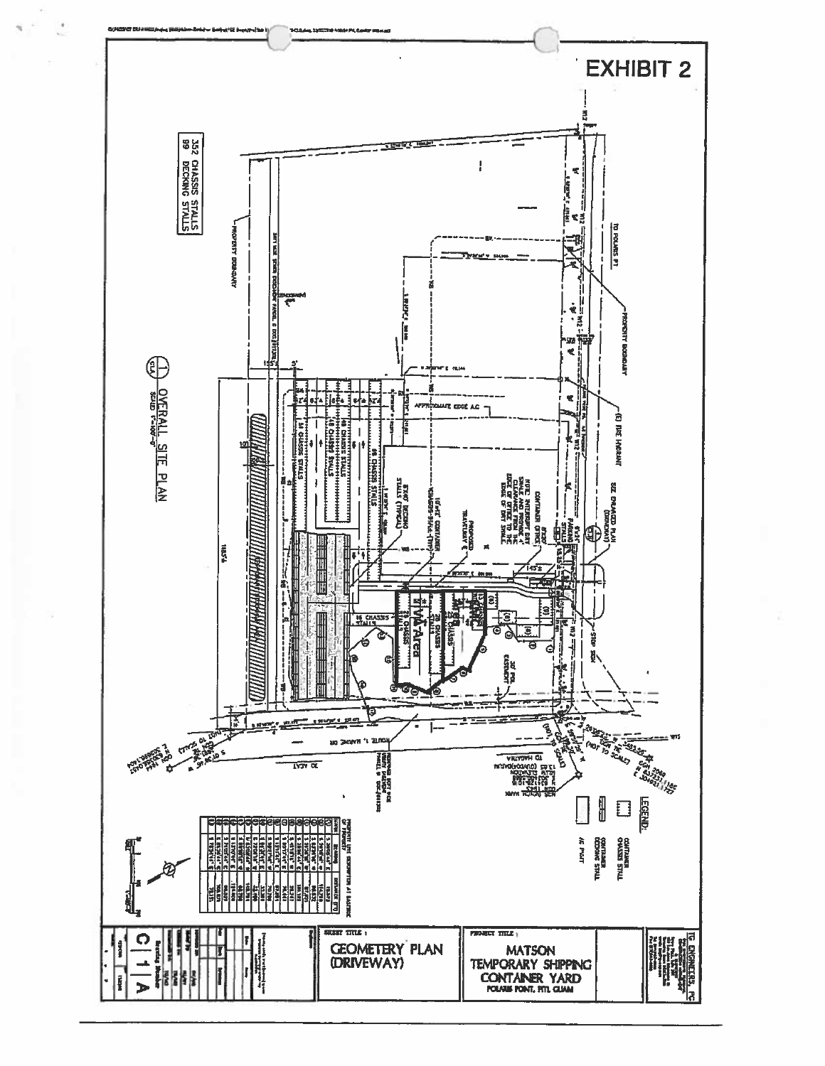# EXHIBIT 2

352 CHASSIS STALLS
89 DECKING STALLS

OVERALL SITE PLAN

SCALE: 1"=100'-0"

LEGEND:

- CHASSIS STALL
- CONTAINER DECKING STALL
- AC PLANT

SHEET TITLE:

GEOMETERY PLAN (DRIVEWAY)

PROJECT TITLE:

MATSON TEMPORARY SHIPPING CONTAINER YARD

POLARIS POINT, PITI, GUAM

TG ENGINEERS, PC

C 1 A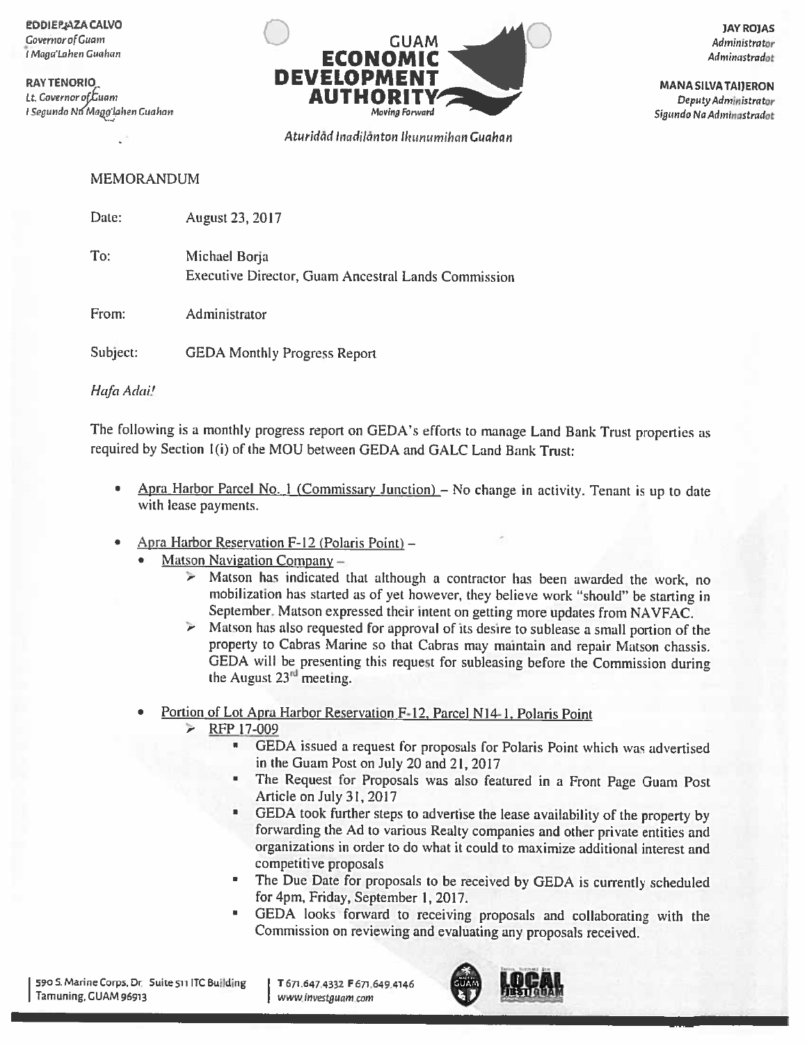EDDIE BAZA CALVO
*Governor of Guam*
*I Maga'Lahen Guahan*

RAY TENORIO
*Lt. Governor of Guam*
*I Segundo Na Maga'lahen Guahan*

**GUAM ECONOMIC DEVELOPMENT AUTHORITY**
*Moving Forward*

*Aturidåd Inadilånton Ikunumihan Guahan*

JAY ROJAS
*Administrator*
*Adminastradot*

MANA SILVA TAIJERON
*Deputy Administrator*
*Sigundo Na Adminastradot*

MEMORANDUM

Date: August 23, 2017

To: Michael Borja
Executive Director, Guam Ancestral Lands Commission

From: Administrator

Subject: GEDA Monthly Progress Report

*Hafa Adai!*

The following is a monthly progress report on GEDA's efforts to manage Land Bank Trust properties as required by Section 1(i) of the MOU between GEDA and GALC Land Bank Trust:

- Apra Harbor Parcel No. 1 (Commissary Junction) – No change in activity. Tenant is up to date with lease payments.

- Apra Harbor Reservation F-12 (Polaris Point) –
  - Matson Navigation Company –
    - Matson has indicated that although a contractor has been awarded the work, no mobilization has started as of yet however, they believe work "should" be starting in September. Matson expressed their intent on getting more updates from NAVFAC.
    - Matson has also requested for approval of its desire to sublease a small portion of the property to Cabras Marine so that Cabras may maintain and repair Matson chassis. GEDA will be presenting this request for subleasing before the Commission during the August 23rd meeting.

- Portion of Lot Apra Harbor Reservation F-12, Parcel N14-1, Polaris Point
  - RFP 17-009
    - GEDA issued a request for proposals for Polaris Point which was advertised in the Guam Post on July 20 and 21, 2017
    - The Request for Proposals was also featured in a Front Page Guam Post Article on July 31, 2017
    - GEDA took further steps to advertise the lease availability of the property by forwarding the Ad to various Realty companies and other private entities and organizations in order to do what it could to maximize additional interest and competitive proposals
    - The Due Date for proposals to be received by GEDA is currently scheduled for 4pm, Friday, September 1, 2017.
    - GEDA looks forward to receiving proposals and collaborating with the Commission on reviewing and evaluating any proposals received.

590 S. Marine Corps. Dr. Suite 511 ITC Building
Tamuning, GUAM 96913

T 671.647.4332 F 671.649.4146
www.investguam.com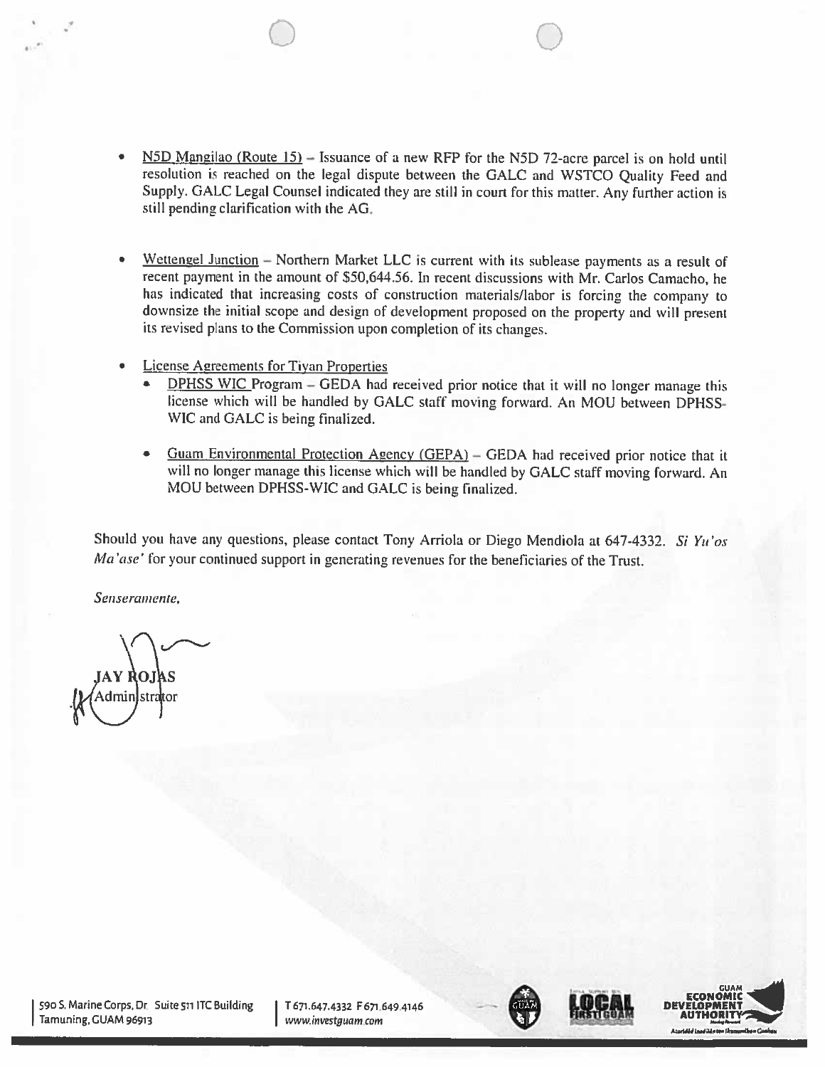- N5D Mangilao (Route 15) – Issuance of a new RFP for the N5D 72-acre parcel is on hold until resolution is reached on the legal dispute between the GALC and WSTCO Quality Feed and Supply. GALC Legal Counsel indicated they are still in court for this matter. Any further action is still pending clarification with the AG.

- Wettengel Junction – Northern Market LLC is current with its sublease payments as a result of recent payment in the amount of $50,644.56. In recent discussions with Mr. Carlos Camacho, he has indicated that increasing costs of construction materials/labor is forcing the company to downsize the initial scope and design of development proposed on the property and will present its revised plans to the Commission upon completion of its changes.

- License Agreements for Tiyan Properties
  - DPHSS WIC Program – GEDA had received prior notice that it will no longer manage this license which will be handled by GALC staff moving forward. An MOU between DPHSS-WIC and GALC is being finalized.
  - Guam Environmental Protection Agency (GEPA) – GEDA had received prior notice that it will no longer manage this license which will be handled by GALC staff moving forward. An MOU between DPHSS-WIC and GALC is being finalized.

Should you have any questions, please contact Tony Arriola or Diego Mendiola at 647-4332. *Si Yu'os Ma'ase'* for your continued support in generating revenues for the beneficiaries of the Trust.

*Senseramente,*

**JAY ROJAS**
Administrator

590 S. Marine Corps, Dr. Suite 511 ITC Building | T 671.647.4332 F 671.649.4146
Tamuning, GUAM 96913 | www.investguam.com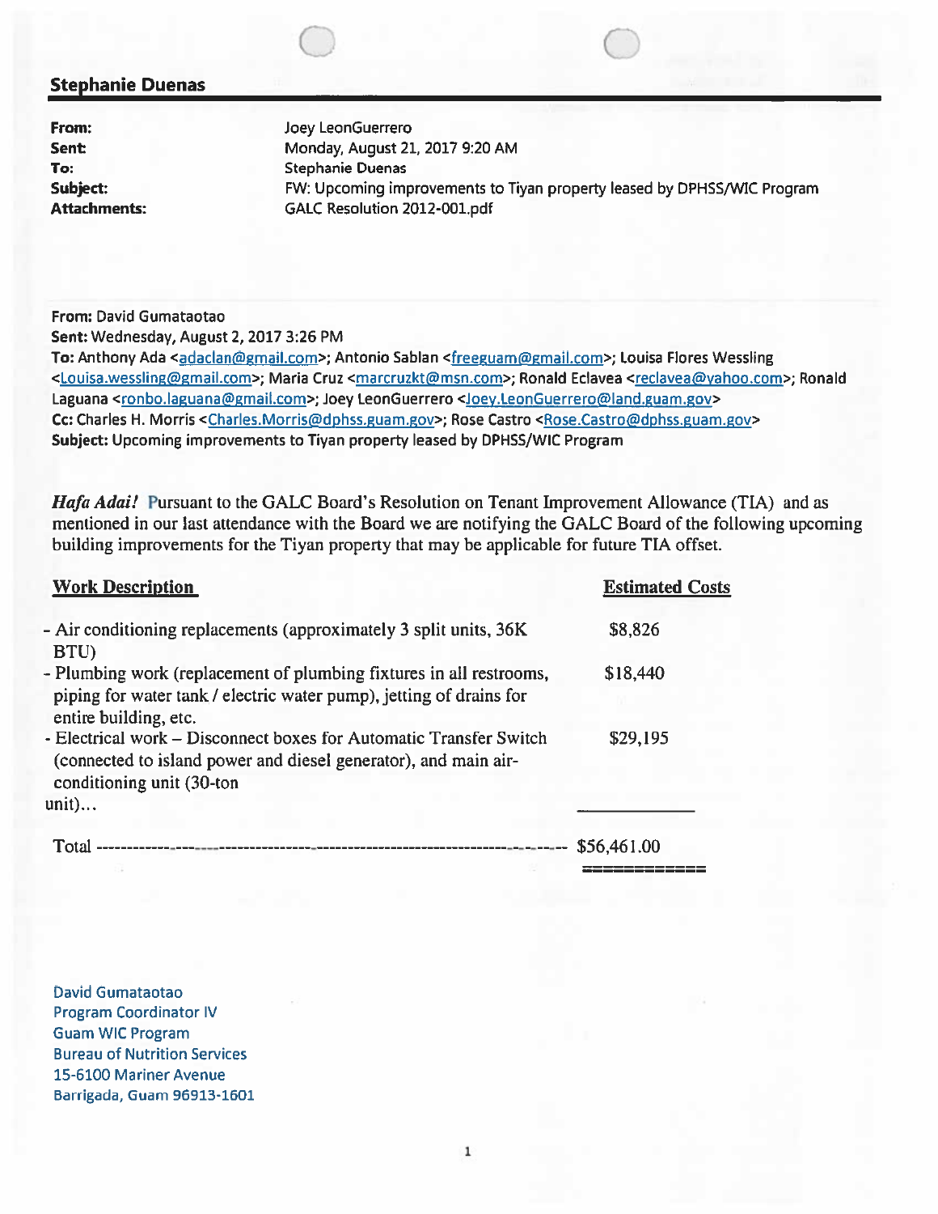## Stephanie Duenas

**From:** Joey LeonGuerrero
**Sent:** Monday, August 21, 2017 9:20 AM
**To:** Stephanie Duenas
**Subject:** FW: Upcoming improvements to Tiyan property leased by DPHSS/WIC Program
**Attachments:** GALC Resolution 2012-001.pdf

**From:** David Gumataotao
**Sent:** Wednesday, August 2, 2017 3:26 PM
**To:** Anthony Ada <adaclan@gmail.com>; Antonio Sablan <freeguam@gmail.com>; Louisa Flores Wessling <Louisa.wessling@gmail.com>; Maria Cruz <marcruzkt@msn.com>; Ronald Eclavea <reclavea@yahoo.com>; Ronald Laguana <ronbo.laguana@gmail.com>; Joey LeonGuerrero <Joey.LeonGuerrero@land.guam.gov>
**Cc:** Charles H. Morris <Charles.Morris@dphss.guam.gov>; Rose Castro <Rose.Castro@dphss.guam.gov>
**Subject:** Upcoming improvements to Tiyan property leased by DPHSS/WIC Program

***Hafa Adai!*** Pursuant to the GALC Board's Resolution on Tenant Improvement Allowance (TIA) and as mentioned in our last attendance with the Board we are notifying the GALC Board of the following upcoming building improvements for the Tiyan property that may be applicable for future TIA offset.

| **Work Description** | **Estimated Costs** |
|---|---|
| - Air conditioning replacements (approximately 3 split units, 36K BTU) | $8,826 |
| - Plumbing work (replacement of plumbing fixtures in all restrooms, piping for water tank / electric water pump), jetting of drains for entire building, etc. | $18,440 |
| - Electrical work – Disconnect boxes for Automatic Transfer Switch (connected to island power and diesel generator), and main air-conditioning unit (30-ton unit)… | $29,195 |
| Total | $56,461.00 |

David Gumataotao
Program Coordinator IV
Guam WIC Program
Bureau of Nutrition Services
15-6100 Mariner Avenue
Barrigada, Guam 96913-1601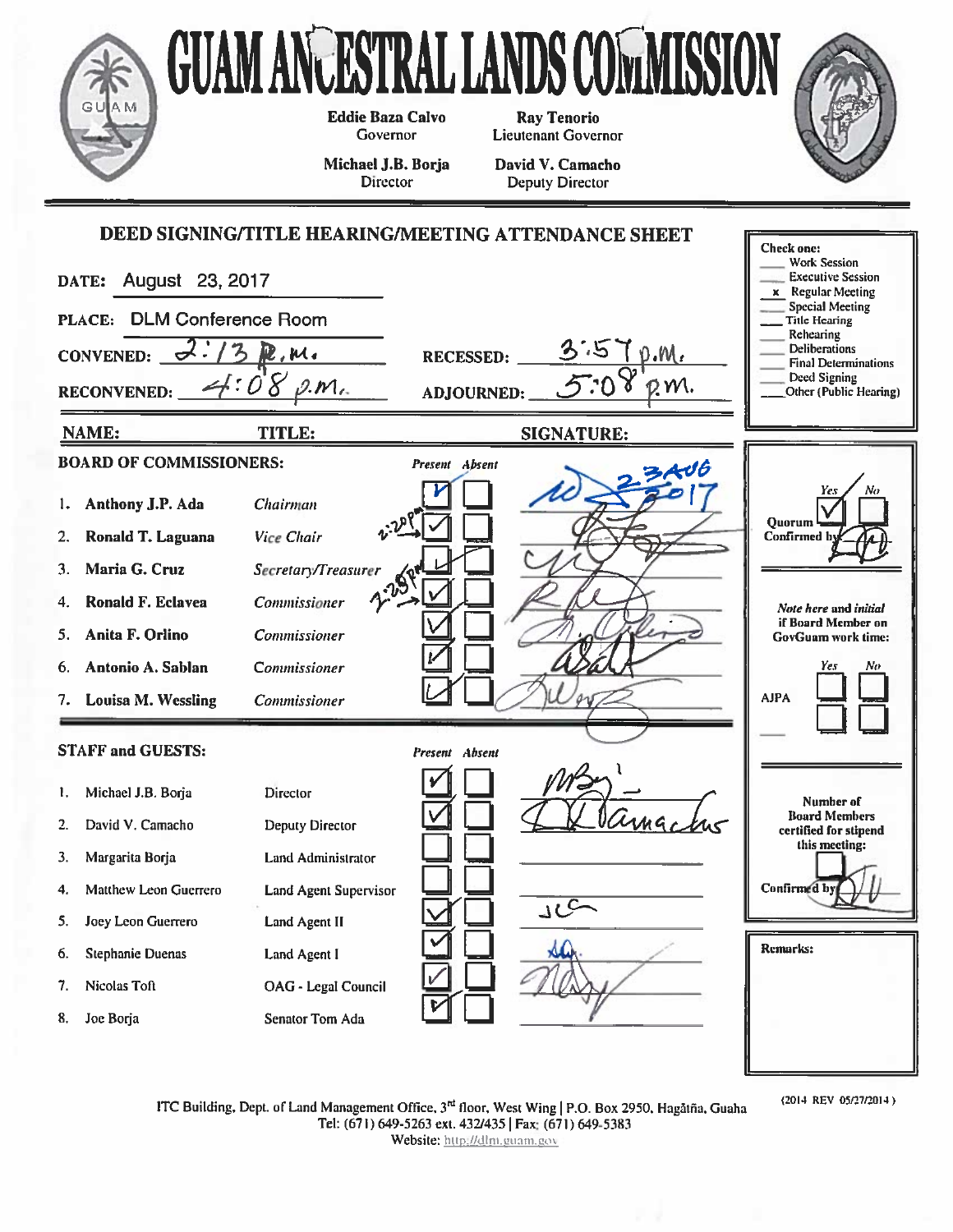# GUAM ANCESTRAL LANDS COMMISSION

**Eddie Baza Calvo**
Governor

**Ray Tenorio**
Lieutenant Governor

**Michael J.B. Borja**
Director

**David V. Camacho**
Deputy Director

## DEED SIGNING/TITLE HEARING/MEETING ATTENDANCE SHEET

**DATE:** August 23, 2017

**PLACE:** DLM Conference Room

**CONVENED:** 2:13 p.m.

**RECESSED:** 3:57 p.m.

**RECONVENED:** 4:08 p.m.

**ADJOURNED:** 5:08 p.m.

Check one:
- ___ Work Session
- ___ Executive Session
- x Regular Meeting
- ___ Special Meeting
- ___ Title Hearing
- ___ Rehearing
- ___ Deliberations
- ___ Final Determinations
- ___ Deed Signing
- ___ Other (Public Hearing)

### BOARD OF COMMISSIONERS:

| | NAME: | TITLE: | Present | Absent | SIGNATURE: |
|---|---|---|---|---|---|
| 1. | Anthony J.P. Ada | Chairman | ✓ | | [signature] 23 AUG 2017 |
| 2. | Ronald T. Laguana | Vice Chair | ✓ (2:20pm) | | [signature] |
| 3. | Maria G. Cruz | Secretary/Treasurer | ✓ | | [signature] |
| 4. | Ronald F. Eclavea | Commissioner | ✓ (2:28pm) | | [signature] |
| 5. | Anita F. Orlino | Commissioner | ✓ | | [signature] |
| 6. | Antonio A. Sablan | Commissioner | ✓ | | [signature] |
| 7. | Louisa M. Wessling | Commissioner | ✓ | | [signature] |

Quorum Confirmed by: Yes ✓ No ___ [initials]

*Note here and initial if Board Member on GovGuam work time:*

AJPA Yes ___ No ___

### STAFF and GUESTS:

| | NAME: | TITLE: | Present | Absent | SIGNATURE: |
|---|---|---|---|---|---|
| 1. | Michael J.B. Borja | Director | ✓ | | [signature] |
| 2. | David V. Camacho | Deputy Director | ✓ | | [signature] |
| 3. | Margarita Borja | Land Administrator | | | |
| 4. | Matthew Leon Guerrero | Land Agent Supervisor | | | |
| 5. | Joey Leon Guerrero | Land Agent II | ✓ | | JLG |
| 6. | Stephanie Duenas | Land Agent I | ✓ | | [signature] |
| 7. | Nicolas Toft | OAG - Legal Council | ✓ | | [signature] |
| 8. | Joe Borja | Senator Tom Ada | ✓ | | |

Number of Board Members certified for stipend this meeting: ___

Confirmed by: [initials]

Remarks:

ITC Building, Dept. of Land Management Office, 3rd floor, West Wing | P.O. Box 2950, Hagåtña, Guaha
Tel: (671) 649-5263 ext. 432/435 | Fax: (671) 649-5383
Website: http://dlm.guam.gov

(2014 REV 05/27/2014)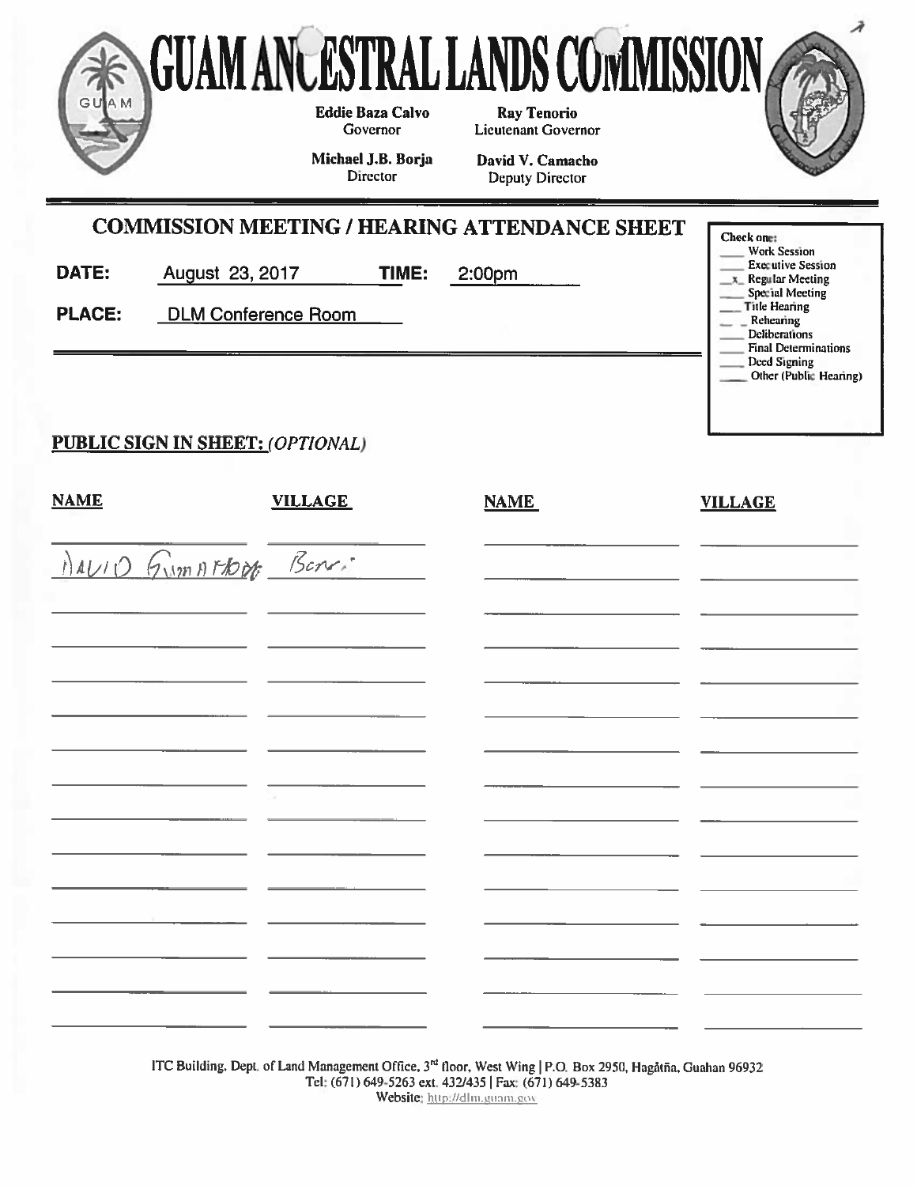# GUAM ANCESTRAL LANDS COMMISSION

**Eddie Baza Calvo**
Governor

**Ray Tenorio**
Lieutenant Governor

**Michael J.B. Borja**
Director

**David V. Camacho**
Deputy Director

## COMMISSION MEETING / HEARING ATTENDANCE SHEET

**DATE:** August 23, 2017 **TIME:** 2:00pm

**PLACE:** DLM Conference Room

**Check one:**

- ___ Work Session
- ___ Executive Session
- _x_ Regular Meeting
- ___ Special Meeting
- ___ Title Hearing
- ___ Rehearing
- ___ Deliberations
- ___ Final Determinations
- ___ Deed Signing
- ___ Other (Public Hearing)

**PUBLIC SIGN IN SHEET:** *(OPTIONAL)*

| NAME | VILLAGE | NAME | VILLAGE |
|---|---|---|---|
| | | | |
| DAVID GUMATAOTAO | Bona | | |
| | | | |
| | | | |
| | | | |
| | | | |
| | | | |
| | | | |
| | | | |
| | | | |
| | | | |
| | | | |
| | | | |
| | | | |
| | | | |

ITC Building, Dept. of Land Management Office, 3rd floor, West Wing | P.O. Box 2950, Hagåtña, Guahan 96932
Tel: (671) 649-5263 ext. 432/435 | Fax: (671) 649-5383
Website: http://dlm.guam.gov